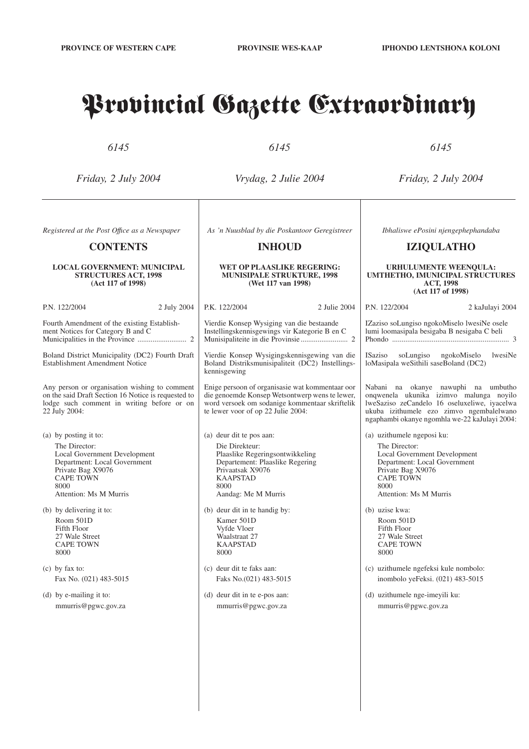PROVINCE OF WESTERN CAPE | PROVINSIE WES-KAAP | IPHONDO LENTSHONA KOLONI

# Provincial Gazette Extraordinary

*6145* | *6145* | *6145*

*Friday, 2 July 2004* | *Vrydag, 2 Julie 2004* | *Friday, 2 July 2004*

*Registered at the Post Office as a Newspaper*

## CONTENTS

**LOCAL GOVERNMENT: MUNICIPAL STRUCTURES ACT, 1998 (Act 117 of 1998)**

P.N. 122/2004 — 2 July 2004

Fourth Amendment of the existing Establishment Notices for Category B and C Municipalities in the Province .......................... 2

Boland District Municipality (DC2) Fourth Draft Establishment Amendment Notice

Any person or organisation wishing to comment on the said Draft Section 16 Notice is requested to lodge such comment in writing before or on 22 July 2004:

(a) by posting it to:

The Director:
Local Government Development
Department: Local Government
Private Bag X9076
CAPE TOWN
8000
Attention: Ms M Murris

(b) by delivering it to:

Room 501D
Fifth Floor
27 Wale Street
CAPE TOWN
8000

(c) by fax to:

Fax No. (021) 483-5015

(d) by e-mailing it to:

mmurris@pgwc.gov.za

*As 'n Nuusblad by die Poskantoor Geregistreer*

## INHOUD

**WET OP PLAASLIKE REGERING: MUNISIPALE STRUKTURE, 1998 (Wet 117 van 1998)**

P.K. 122/2004 — 2 Julie 2004

Vierdie Konsep Wysiging van die bestaande Instellingskennisgewings vir Kategorie B en C Munisipaliteite in die Provinsie ......................... 2

Vierdie Konsep Wysigingskennisgewing van die Boland Distriksmunisipaliteit (DC2) Instellingskennisgewing

Enige persoon of organisasie wat kommentaar oor die genoemde Konsep Wetsontwerp wens te lewer, word versoek om sodanige kommentaar skriftelik te lewer voor of op 22 Julie 2004:

(a) deur dit te pos aan:

Die Direkteur:
Plaaslike Regeringsontwikkeling
Departement: Plaaslike Regering
Privaatsak X9076
KAAPSTAD
8000
Aandag: Me M Murris

(b) deur dit in te handig by:

Kamer 501D
Vyfde Vloer
Waalstraat 27
KAAPSTAD
8000

(c) deur dit te faks aan:

Faks No.(021) 483-5015

(d) deur dit in te e-pos aan:

mmurris@pgwc.gov.za

*Ibhaliswe ePosini njengephephandaba*

## IZIQULATHO

**URHULUMENTE WEENQULA: UMTHETHO, IMUNICIPAL STRUCTURES ACT, 1998 (Act 117 of 1998)**

P.N. 122/2004 — 2 kaJulayi 2004

IZaziso soLungiso ngokoMiselo lwesiNe osele lumi loomasipala besigaba B nesigaba C beli Phondo .............................................................. 3

ISaziso soLungiso ngokoMiselo lwesiNe loMasipala weSithili saseBoland (DC2)

Nabani na okanye nawuphi na umbutho onqwenela ukunika izimvo malunga noyilo lweSaziso zeCandelo 16 oseluxeliwe, iyacelwa ukuba izithumele ezo zimvo ngembalelwano ngaphambi okanye ngomhla we-22 kaJulayi 2004:

(a) uzithumele ngeposi ku:

The Director:
Local Government Development
Department: Local Government
Private Bag X9076
CAPE TOWN
8000
Attention: Ms M Murris

(b) uzise kwa:

Room 501D
Fifth Floor
27 Wale Street
CAPE TOWN
8000

(c) uzithumele ngefeksi kule nombolo:

inombolo yeFeksi. (021) 483-5015

(d) uzithumele nge-imeyili ku:

mmurris@pgwc.gov.za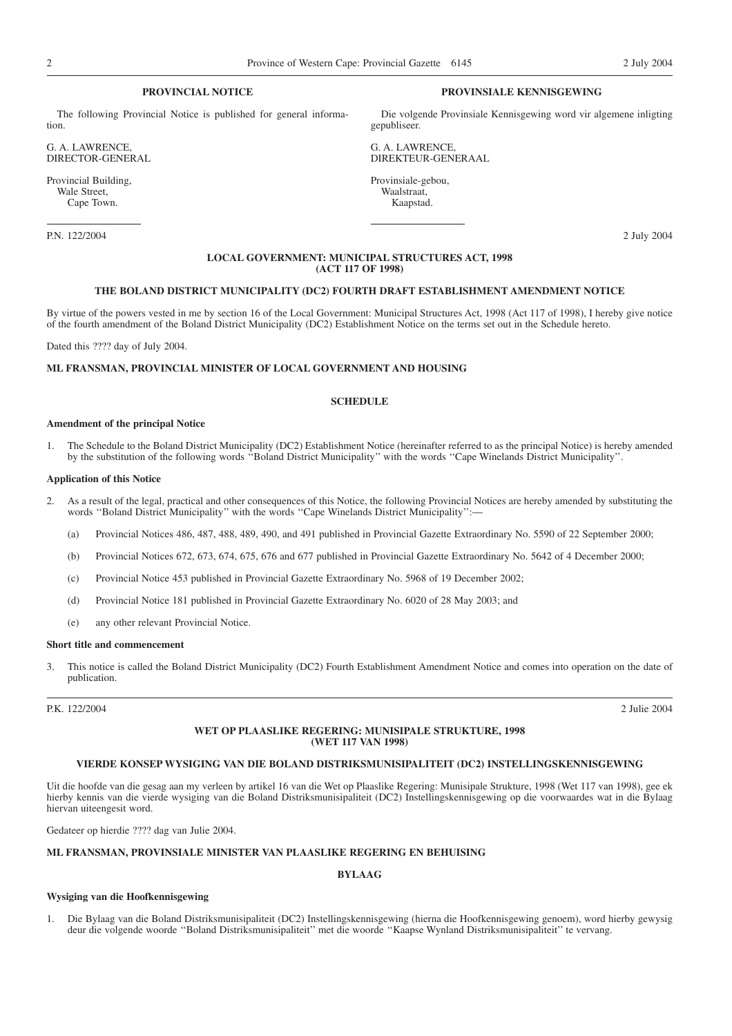**PROVINCIAL NOTICE**

The following Provincial Notice is published for general information.

G. A. LAWRENCE,
DIRECTOR-GENERAL

Provincial Building,
Wale Street,
Cape Town.

**PROVINSIALE KENNISGEWING**

Die volgende Provinsiale Kennisgewing word vir algemene inligting gepubliseer.

G. A. LAWRENCE,
DIREKTEUR-GENERAAL

Provinsiale-gebou,
Waalstraat,
Kaapstad.

---

P.N. 122/2004 — 2 July 2004

**LOCAL GOVERNMENT: MUNICIPAL STRUCTURES ACT, 1998 (ACT 117 OF 1998)**

**THE BOLAND DISTRICT MUNICIPALITY (DC2) FOURTH DRAFT ESTABLISHMENT AMENDMENT NOTICE**

By virtue of the powers vested in me by section 16 of the Local Government: Municipal Structures Act, 1998 (Act 117 of 1998), I hereby give notice of the fourth amendment of the Boland District Municipality (DC2) Establishment Notice on the terms set out in the Schedule hereto.

Dated this ???? day of July 2004.

**ML FRANSMAN, PROVINCIAL MINISTER OF LOCAL GOVERNMENT AND HOUSING**

**SCHEDULE**

**Amendment of the principal Notice**

1. The Schedule to the Boland District Municipality (DC2) Establishment Notice (hereinafter referred to as the principal Notice) is hereby amended by the substitution of the following words ''Boland District Municipality'' with the words ''Cape Winelands District Municipality''.

**Application of this Notice**

2. As a result of the legal, practical and other consequences of this Notice, the following Provincial Notices are hereby amended by substituting the words ''Boland District Municipality'' with the words ''Cape Winelands District Municipality'':—
   (a) Provincial Notices 486, 487, 488, 489, 490, and 491 published in Provincial Gazette Extraordinary No. 5590 of 22 September 2000;
   (b) Provincial Notices 672, 673, 674, 675, 676 and 677 published in Provincial Gazette Extraordinary No. 5642 of 4 December 2000;
   (c) Provincial Notice 453 published in Provincial Gazette Extraordinary No. 5968 of 19 December 2002;
   (d) Provincial Notice 181 published in Provincial Gazette Extraordinary No. 6020 of 28 May 2003; and
   (e) any other relevant Provincial Notice.

**Short title and commencement**

3. This notice is called the Boland District Municipality (DC2) Fourth Establishment Amendment Notice and comes into operation on the date of publication.

---

P.K. 122/2004 — 2 Julie 2004

**WET OP PLAASLIKE REGERING: MUNISIPALE STRUKTURE, 1998 (WET 117 VAN 1998)**

**VIERDE KONSEP WYSIGING VAN DIE BOLAND DISTRIKSMUNISIPALITEIT (DC2) INSTELLINGSKENNISGEWING**

Uit die hoofde van die gesag aan my verleen by artikel 16 van die Wet op Plaaslike Regering: Munisipale Strukture, 1998 (Wet 117 van 1998), gee ek hierby kennis van die vierde wysiging van die Boland Distriksmunisipaliteit (DC2) Instellingskennisgewing op die voorwaardes wat in die Bylaag hiervan uiteengesit word.

Gedateer op hierdie ???? dag van Julie 2004.

**ML FRANSMAN, PROVINSIALE MINISTER VAN PLAASLIKE REGERING EN BEHUISING**

**BYLAAG**

**Wysiging van die Hoofkennisgewing**

1. Die Bylaag van die Boland Distriksmunisipaliteit (DC2) Instellingskennisgewing (hierna die Hoofkennisgewing genoem), word hierby gewysig deur die volgende woorde ''Boland Distriksmunisipaliteit'' met die woorde ''Kaapse Wynland Distriksmunisipaliteit'' te vervang.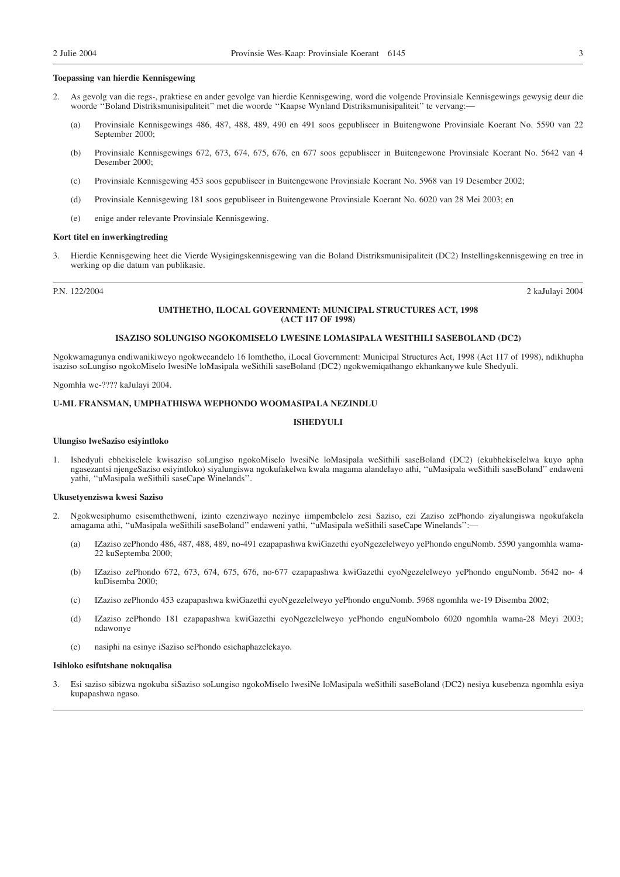**Toepassing van hierdie Kennisgewing**

2. As gevolg van die regs-, praktiese en ander gevolge van hierdie Kennisgewing, word die volgende Provinsiale Kennisgewings gewysig deur die woorde ''Boland Distriksmunisipaliteit'' met die woorde ''Kaapse Wynland Distriksmunisipaliteit'' te vervang:—

   (a) Provinsiale Kennisgewings 486, 487, 488, 489, 490 en 491 soos gepubliseer in Buitengwone Provinsiale Koerant No. 5590 van 22 September 2000;

   (b) Provinsiale Kennisgewings 672, 673, 674, 675, 676, en 677 soos gepubliseer in Buitengewone Provinsiale Koerant No. 5642 van 4 Desember 2000;

   (c) Provinsiale Kennisgewing 453 soos gepubliseer in Buitengewone Provinsiale Koerant No. 5968 van 19 Desember 2002;

   (d) Provinsiale Kennisgewing 181 soos gepubliseer in Buitengewone Provinsiale Koerant No. 6020 van 28 Mei 2003; en

   (e) enige ander relevante Provinsiale Kennisgewing.

**Kort titel en inwerkingtreding**

3. Hierdie Kennisgewing heet die Vierde Wysigingskennisgewing van die Boland Distriksmunisipaliteit (DC2) Instellingskennisgewing en tree in werking op die datum van publikasie.

---

P.N. 122/2004 2 kaJulayi 2004

**UMTHETHO, ILOCAL GOVERNMENT: MUNICIPAL STRUCTURES ACT, 1998 (ACT 117 OF 1998)**

**ISAZISO SOLUNGISO NGOKOMISELO LWESINE LOMASIPALA WESITHILI SASEBOLAND (DC2)**

Ngokwamagunya endiwanikiweyo ngokwecandelo 16 lomthetho, iLocal Government: Municipal Structures Act, 1998 (Act 117 of 1998), ndikhupha isaziso soLungiso ngokoMiselo lwesiNe loMasipala weSithili saseBoland (DC2) ngokwemiqathango ekhankanywe kule Shedyuli.

Ngomhla we-???? kaJulayi 2004.

**U-ML FRANSMAN, UMPHATHISWA WEPHONDO WOOMASIPALA NEZINDLU**

**ISHEDYULI**

**Ulungiso lweSaziso esiyintloko**

1. Ishedyuli ebhekiselele kwisaziso soLungiso ngokoMiselo lwesiNe loMasipala weSithili saseBoland (DC2) (ekubhekiselelwa kuyo apha ngasezantsi njengeSaziso esiyintloko) siyalungiswa ngokufakelwa kwala magama alandelayo athi, ''uMasipala weSithili saseBoland'' endaweni yathi, ''uMasipala weSithili saseCape Winelands''.

**Ukusetyenziswa kwesi Saziso**

2. Ngokwesiphumo esisemthethweni, izinto ezenziwayo nezinye iimpembelelo zesi Saziso, ezi Zaziso zePhondo ziyalungiswa ngokufakela amagama athi, ''uMasipala weSithili saseBoland'' endaweni yathi, ''uMasipala weSithili saseCape Winelands'':—

   (a) IZaziso zePhondo 486, 487, 488, 489, no-491 ezapapashwa kwiGazethi eyoNgezelelweyo yePhondo enguNomb. 5590 yangomhla wama-22 kuSeptemba 2000;

   (b) IZaziso zePhondo 672, 673, 674, 675, 676, no-677 ezapapashwa kwiGazethi eyoNgezelelweyo yePhondo enguNomb. 5642 no- 4 kuDisemba 2000;

   (c) IZaziso zePhondo 453 ezapapashwa kwiGazethi eyoNgezelelweyo yePhondo enguNomb. 5968 ngomhla we-19 Disemba 2002;

   (d) IZaziso zePhondo 181 ezapapashwa kwiGazethi eyoNgezelelweyo yePhondo enguNombolo 6020 ngomhla wama-28 Meyi 2003; ndawonye

   (e) nasiphi na esinye iSaziso sePhondo esichaphazelekayo.

**Isihloko esifutshane nokuqalisa**

3. Esi saziso sibizwa ngokuba siSaziso soLungiso ngokoMiselo lwesiNe loMasipala weSithili saseBoland (DC2) nesiya kusebenza ngomhla esiya kupapashwa ngaso.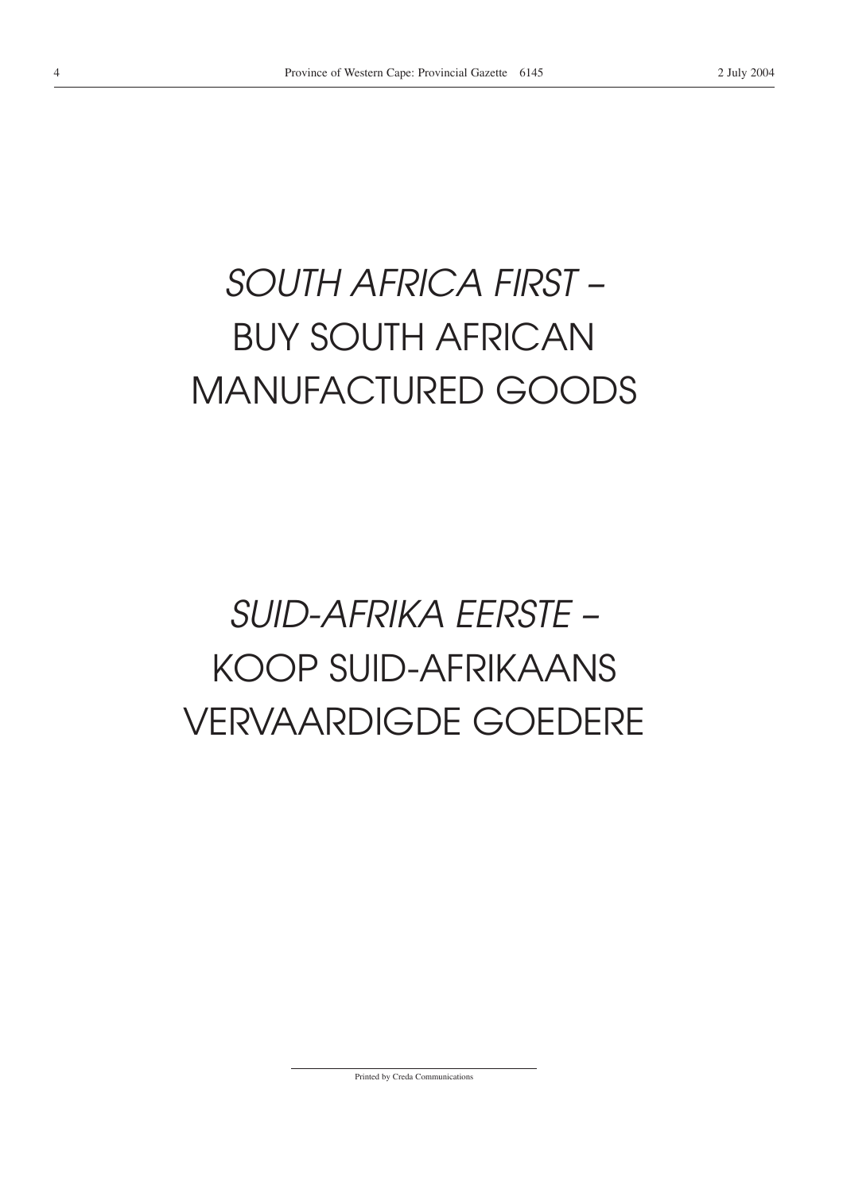*SOUTH AFRICA FIRST* –
BUY SOUTH AFRICAN
MANUFACTURED GOODS

*SUID-AFRIKA EERSTE* –
KOOP SUID-AFRIKAANS
VERVAARDIGDE GOEDERE

Printed by Creda Communications